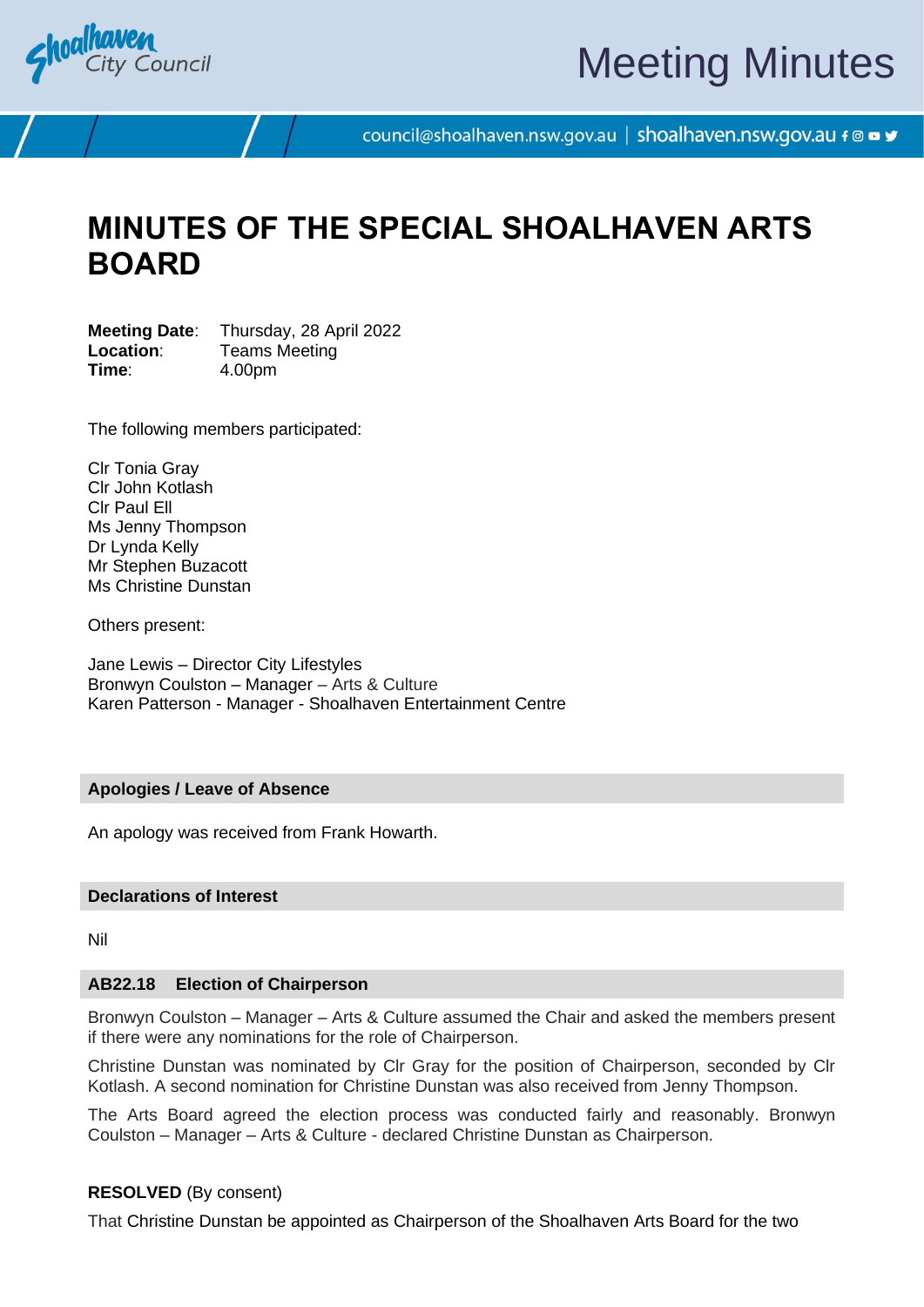# MINUTES OF THE SPECIAL SHOALHAVEN ARTS BOARD

**Meeting Date**: Thursday, 28 April 2022
**Location**: Teams Meeting
**Time**: 4.00pm

The following members participated:

Clr Tonia Gray
Clr John Kotlash
Clr Paul Ell
Ms Jenny Thompson
Dr Lynda Kelly
Mr Stephen Buzacott
Ms Christine Dunstan

Others present:

Jane Lewis – Director City Lifestyles
Bronwyn Coulston – Manager – Arts & Culture
Karen Patterson - Manager - Shoalhaven Entertainment Centre

## Apologies / Leave of Absence

An apology was received from Frank Howarth.

## Declarations of Interest

Nil

## AB22.18 Election of Chairperson

Bronwyn Coulston – Manager – Arts & Culture assumed the Chair and asked the members present if there were any nominations for the role of Chairperson.

Christine Dunstan was nominated by Clr Gray for the position of Chairperson, seconded by Clr Kotlash. A second nomination for Christine Dunstan was also received from Jenny Thompson.

The Arts Board agreed the election process was conducted fairly and reasonably. Bronwyn Coulston – Manager – Arts & Culture - declared Christine Dunstan as Chairperson.

**RESOLVED** (By consent)

That Christine Dunstan be appointed as Chairperson of the Shoalhaven Arts Board for the two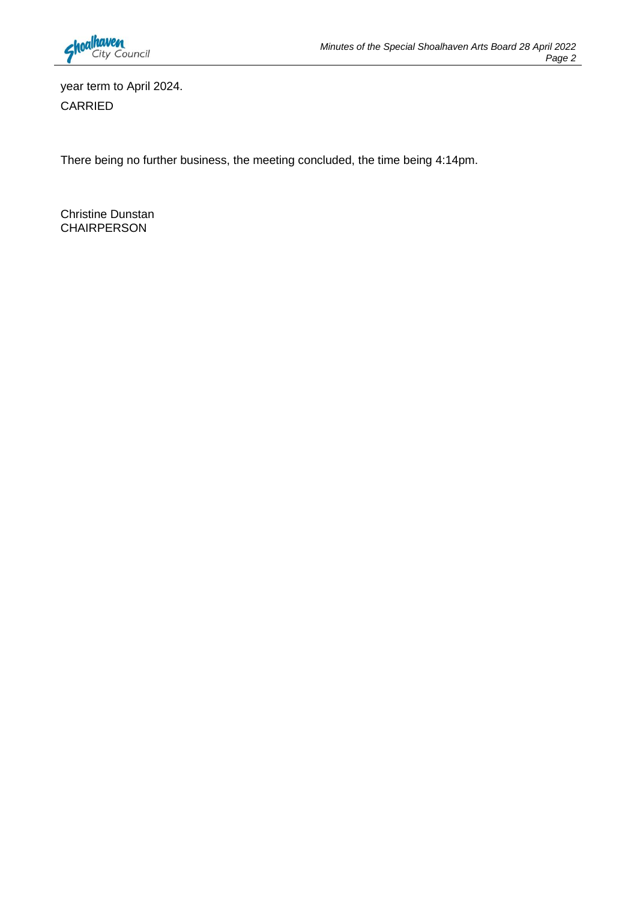year term to April 2024.

CARRIED

There being no further business, the meeting concluded, the time being 4:14pm.

Christine Dunstan
CHAIRPERSON